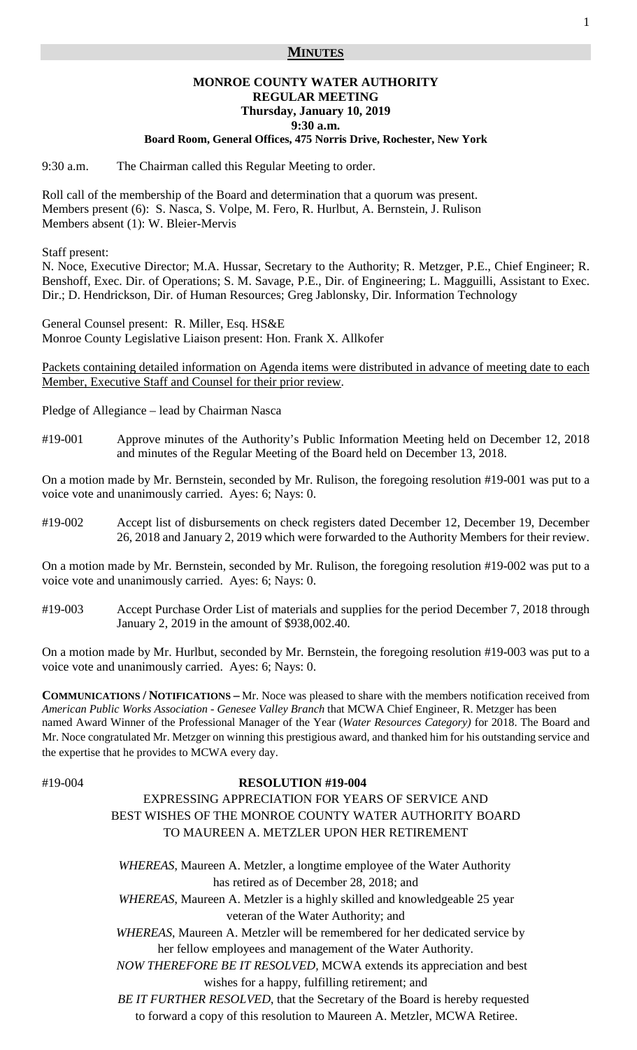## MINUTES

**MONROE COUNTY WATER AUTHORITY**
**REGULAR MEETING**
**Thursday, January 10, 2019**
**9:30 a.m.**
**Board Room, General Offices, 475 Norris Drive, Rochester, New York**

9:30 a.m. The Chairman called this Regular Meeting to order.

Roll call of the membership of the Board and determination that a quorum was present.
Members present (6): S. Nasca, S. Volpe, M. Fero, R. Hurlbut, A. Bernstein, J. Rulison
Members absent (1): W. Bleier-Mervis

Staff present:
N. Noce, Executive Director; M.A. Hussar, Secretary to the Authority; R. Metzger, P.E., Chief Engineer; R. Benshoff, Exec. Dir. of Operations; S. M. Savage, P.E., Dir. of Engineering; L. Magguilli, Assistant to Exec. Dir.; D. Hendrickson, Dir. of Human Resources; Greg Jablonsky, Dir. Information Technology

General Counsel present: R. Miller, Esq. HS&E
Monroe County Legislative Liaison present: Hon. Frank X. Allkofer

Packets containing detailed information on Agenda items were distributed in advance of meeting date to each Member, Executive Staff and Counsel for their prior review.

Pledge of Allegiance – lead by Chairman Nasca

#19-001 Approve minutes of the Authority's Public Information Meeting held on December 12, 2018 and minutes of the Regular Meeting of the Board held on December 13, 2018.

On a motion made by Mr. Bernstein, seconded by Mr. Rulison, the foregoing resolution #19-001 was put to a voice vote and unanimously carried. Ayes: 6; Nays: 0.

#19-002 Accept list of disbursements on check registers dated December 12, December 19, December 26, 2018 and January 2, 2019 which were forwarded to the Authority Members for their review.

On a motion made by Mr. Bernstein, seconded by Mr. Rulison, the foregoing resolution #19-002 was put to a voice vote and unanimously carried. Ayes: 6; Nays: 0.

#19-003 Accept Purchase Order List of materials and supplies for the period December 7, 2018 through January 2, 2019 in the amount of $938,002.40.

On a motion made by Mr. Hurlbut, seconded by Mr. Bernstein, the foregoing resolution #19-003 was put to a voice vote and unanimously carried. Ayes: 6; Nays: 0.

**COMMUNICATIONS / NOTIFICATIONS –** Mr. Noce was pleased to share with the members notification received from *American Public Works Association - Genesee Valley Branch* that MCWA Chief Engineer, R. Metzger has been named Award Winner of the Professional Manager of the Year (*Water Resources Category)* for 2018. The Board and Mr. Noce congratulated Mr. Metzger on winning this prestigious award, and thanked him for his outstanding service and the expertise that he provides to MCWA every day.

#19-004

**RESOLUTION #19-004**

EXPRESSING APPRECIATION FOR YEARS OF SERVICE AND
BEST WISHES OF THE MONROE COUNTY WATER AUTHORITY BOARD
TO MAUREEN A. METZLER UPON HER RETIREMENT

*WHEREAS*, Maureen A. Metzler, a longtime employee of the Water Authority has retired as of December 28, 2018; and

*WHEREAS*, Maureen A. Metzler is a highly skilled and knowledgeable 25 year veteran of the Water Authority; and

*WHEREAS*, Maureen A. Metzler will be remembered for her dedicated service by her fellow employees and management of the Water Authority.

*NOW THEREFORE BE IT RESOLVED,* MCWA extends its appreciation and best wishes for a happy, fulfilling retirement; and

*BE IT FURTHER RESOLVED,* that the Secretary of the Board is hereby requested to forward a copy of this resolution to Maureen A. Metzler, MCWA Retiree.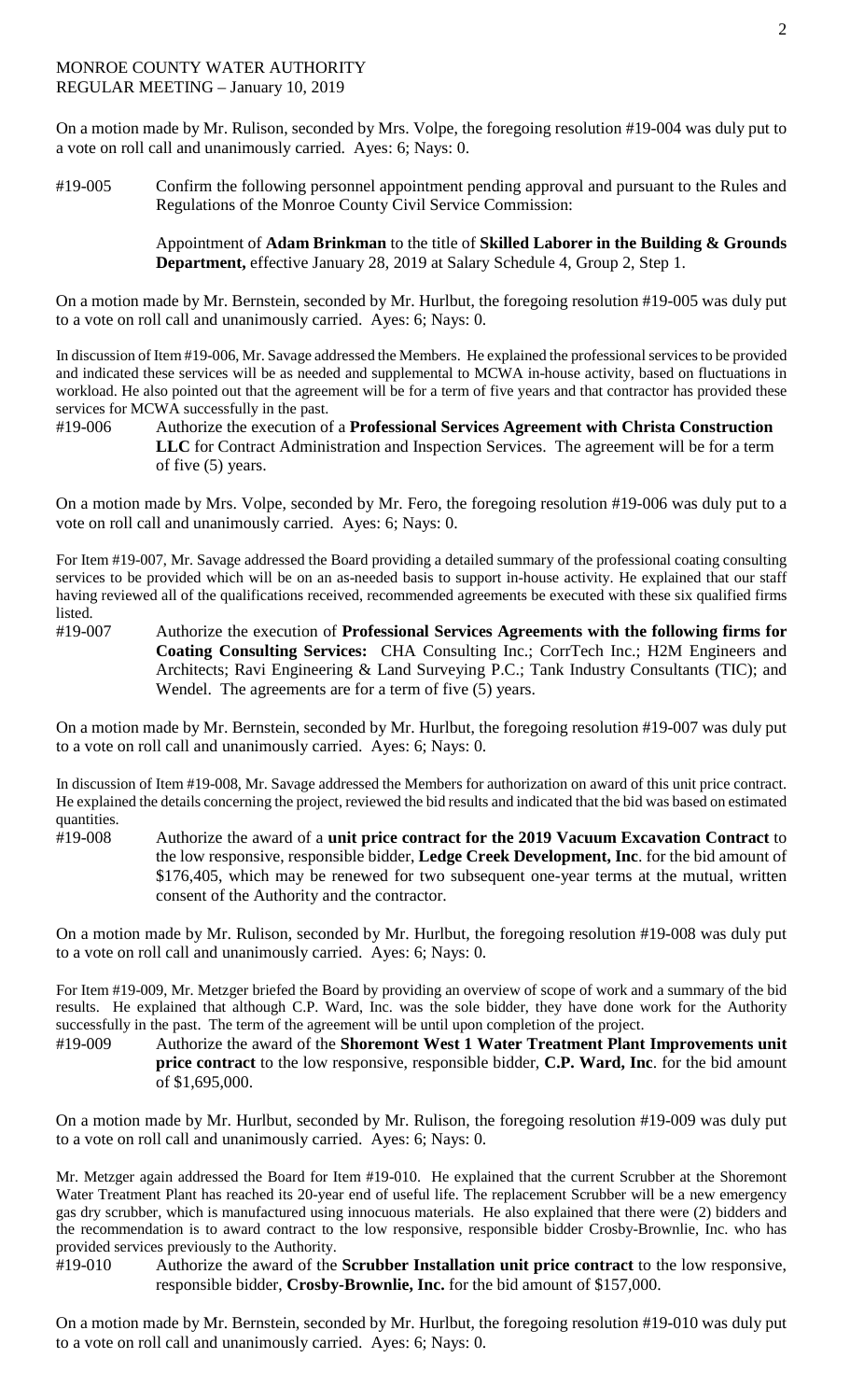MONROE COUNTY WATER AUTHORITY
REGULAR MEETING – January 10, 2019

On a motion made by Mr. Rulison, seconded by Mrs. Volpe, the foregoing resolution #19-004 was duly put to a vote on roll call and unanimously carried. Ayes: 6; Nays: 0.

#19-005 Confirm the following personnel appointment pending approval and pursuant to the Rules and Regulations of the Monroe County Civil Service Commission:

Appointment of **Adam Brinkman** to the title of **Skilled Laborer in the Building & Grounds Department,** effective January 28, 2019 at Salary Schedule 4, Group 2, Step 1.

On a motion made by Mr. Bernstein, seconded by Mr. Hurlbut, the foregoing resolution #19-005 was duly put to a vote on roll call and unanimously carried. Ayes: 6; Nays: 0.

In discussion of Item #19-006, Mr. Savage addressed the Members. He explained the professional services to be provided and indicated these services will be as needed and supplemental to MCWA in-house activity, based on fluctuations in workload. He also pointed out that the agreement will be for a term of five years and that contractor has provided these services for MCWA successfully in the past.

#19-006 Authorize the execution of a **Professional Services Agreement with Christa Construction LLC** for Contract Administration and Inspection Services. The agreement will be for a term of five (5) years.

On a motion made by Mrs. Volpe, seconded by Mr. Fero, the foregoing resolution #19-006 was duly put to a vote on roll call and unanimously carried. Ayes: 6; Nays: 0.

For Item #19-007, Mr. Savage addressed the Board providing a detailed summary of the professional coating consulting services to be provided which will be on an as-needed basis to support in-house activity. He explained that our staff having reviewed all of the qualifications received, recommended agreements be executed with these six qualified firms listed.

#19-007 Authorize the execution of **Professional Services Agreements with the following firms for Coating Consulting Services:** CHA Consulting Inc.; CorrTech Inc.; H2M Engineers and Architects; Ravi Engineering & Land Surveying P.C.; Tank Industry Consultants (TIC); and Wendel. The agreements are for a term of five (5) years.

On a motion made by Mr. Bernstein, seconded by Mr. Hurlbut, the foregoing resolution #19-007 was duly put to a vote on roll call and unanimously carried. Ayes: 6; Nays: 0.

In discussion of Item #19-008, Mr. Savage addressed the Members for authorization on award of this unit price contract. He explained the details concerning the project, reviewed the bid results and indicated that the bid was based on estimated quantities.

#19-008 Authorize the award of a **unit price contract for the 2019 Vacuum Excavation Contract** to the low responsive, responsible bidder, **Ledge Creek Development, Inc**. for the bid amount of $176,405, which may be renewed for two subsequent one-year terms at the mutual, written consent of the Authority and the contractor.

On a motion made by Mr. Rulison, seconded by Mr. Hurlbut, the foregoing resolution #19-008 was duly put to a vote on roll call and unanimously carried. Ayes: 6; Nays: 0.

For Item #19-009, Mr. Metzger briefed the Board by providing an overview of scope of work and a summary of the bid results. He explained that although C.P. Ward, Inc. was the sole bidder, they have done work for the Authority successfully in the past. The term of the agreement will be until upon completion of the project.

#19-009 Authorize the award of the **Shoremont West 1 Water Treatment Plant Improvements unit price contract** to the low responsive, responsible bidder, **C.P. Ward, Inc**. for the bid amount of $1,695,000.

On a motion made by Mr. Hurlbut, seconded by Mr. Rulison, the foregoing resolution #19-009 was duly put to a vote on roll call and unanimously carried. Ayes: 6; Nays: 0.

Mr. Metzger again addressed the Board for Item #19-010. He explained that the current Scrubber at the Shoremont Water Treatment Plant has reached its 20-year end of useful life. The replacement Scrubber will be a new emergency gas dry scrubber, which is manufactured using innocuous materials. He also explained that there were (2) bidders and the recommendation is to award contract to the low responsive, responsible bidder Crosby-Brownlie, Inc. who has provided services previously to the Authority.

#19-010 Authorize the award of the **Scrubber Installation unit price contract** to the low responsive, responsible bidder, **Crosby-Brownlie, Inc.** for the bid amount of $157,000.

On a motion made by Mr. Bernstein, seconded by Mr. Hurlbut, the foregoing resolution #19-010 was duly put to a vote on roll call and unanimously carried. Ayes: 6; Nays: 0.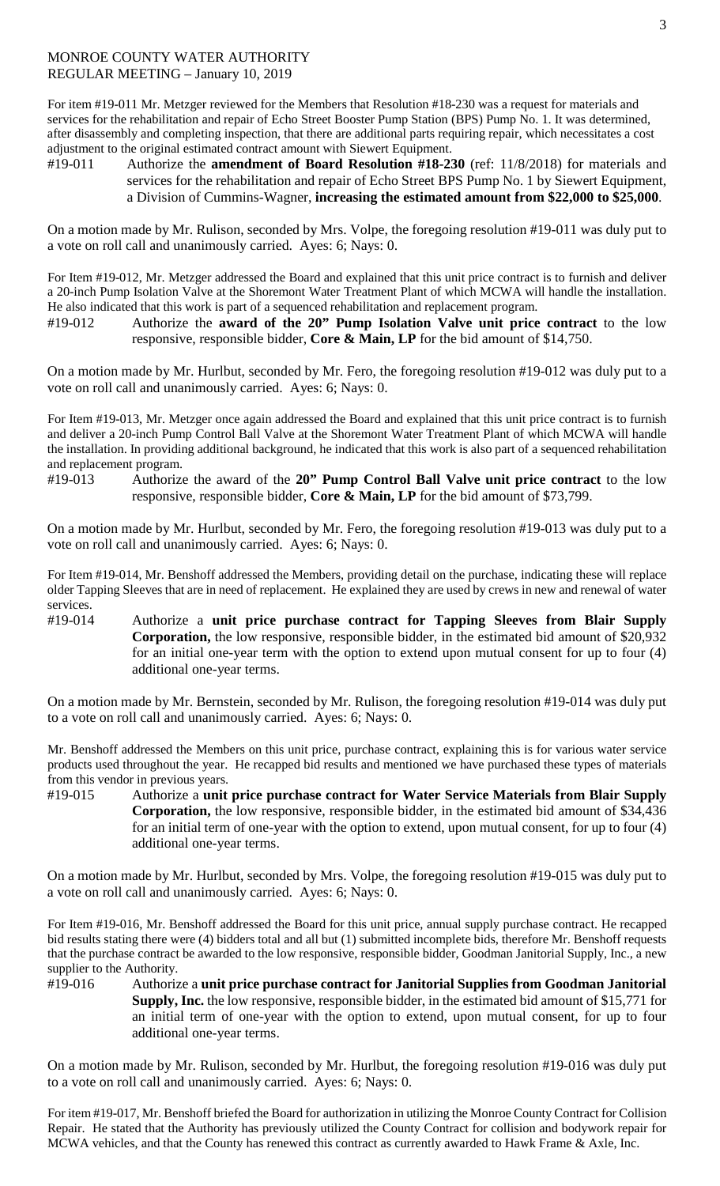MONROE COUNTY WATER AUTHORITY
REGULAR MEETING – January 10, 2019

For item #19-011 Mr. Metzger reviewed for the Members that Resolution #18-230 was a request for materials and services for the rehabilitation and repair of Echo Street Booster Pump Station (BPS) Pump No. 1. It was determined, after disassembly and completing inspection, that there are additional parts requiring repair, which necessitates a cost adjustment to the original estimated contract amount with Siewert Equipment.

#19-011 Authorize the **amendment of Board Resolution #18-230** (ref: 11/8/2018) for materials and services for the rehabilitation and repair of Echo Street BPS Pump No. 1 by Siewert Equipment, a Division of Cummins-Wagner, **increasing the estimated amount from $22,000 to $25,000**.

On a motion made by Mr. Rulison, seconded by Mrs. Volpe, the foregoing resolution #19-011 was duly put to a vote on roll call and unanimously carried. Ayes: 6; Nays: 0.

For Item #19-012, Mr. Metzger addressed the Board and explained that this unit price contract is to furnish and deliver a 20-inch Pump Isolation Valve at the Shoremont Water Treatment Plant of which MCWA will handle the installation. He also indicated that this work is part of a sequenced rehabilitation and replacement program.

#19-012 Authorize the **award of the 20" Pump Isolation Valve unit price contract** to the low responsive, responsible bidder, **Core & Main, LP** for the bid amount of $14,750.

On a motion made by Mr. Hurlbut, seconded by Mr. Fero, the foregoing resolution #19-012 was duly put to a vote on roll call and unanimously carried. Ayes: 6; Nays: 0.

For Item #19-013, Mr. Metzger once again addressed the Board and explained that this unit price contract is to furnish and deliver a 20-inch Pump Control Ball Valve at the Shoremont Water Treatment Plant of which MCWA will handle the installation. In providing additional background, he indicated that this work is also part of a sequenced rehabilitation and replacement program.

#19-013 Authorize the award of the **20" Pump Control Ball Valve unit price contract** to the low responsive, responsible bidder, **Core & Main, LP** for the bid amount of $73,799.

On a motion made by Mr. Hurlbut, seconded by Mr. Fero, the foregoing resolution #19-013 was duly put to a vote on roll call and unanimously carried. Ayes: 6; Nays: 0.

For Item #19-014, Mr. Benshoff addressed the Members, providing detail on the purchase, indicating these will replace older Tapping Sleeves that are in need of replacement. He explained they are used by crews in new and renewal of water services.

#19-014 Authorize a **unit price purchase contract for Tapping Sleeves from Blair Supply Corporation,** the low responsive, responsible bidder, in the estimated bid amount of $20,932 for an initial one-year term with the option to extend upon mutual consent for up to four (4) additional one-year terms.

On a motion made by Mr. Bernstein, seconded by Mr. Rulison, the foregoing resolution #19-014 was duly put to a vote on roll call and unanimously carried. Ayes: 6; Nays: 0.

Mr. Benshoff addressed the Members on this unit price, purchase contract, explaining this is for various water service products used throughout the year. He recapped bid results and mentioned we have purchased these types of materials from this vendor in previous years.

#19-015 Authorize a **unit price purchase contract for Water Service Materials from Blair Supply Corporation,** the low responsive, responsible bidder, in the estimated bid amount of $34,436 for an initial term of one-year with the option to extend, upon mutual consent, for up to four (4) additional one-year terms.

On a motion made by Mr. Hurlbut, seconded by Mrs. Volpe, the foregoing resolution #19-015 was duly put to a vote on roll call and unanimously carried. Ayes: 6; Nays: 0.

For Item #19-016, Mr. Benshoff addressed the Board for this unit price, annual supply purchase contract. He recapped bid results stating there were (4) bidders total and all but (1) submitted incomplete bids, therefore Mr. Benshoff requests that the purchase contract be awarded to the low responsive, responsible bidder, Goodman Janitorial Supply, Inc., a new supplier to the Authority.

#19-016 Authorize a **unit price purchase contract for Janitorial Supplies from Goodman Janitorial Supply, Inc.** the low responsive, responsible bidder, in the estimated bid amount of $15,771 for an initial term of one-year with the option to extend, upon mutual consent, for up to four additional one-year terms.

On a motion made by Mr. Rulison, seconded by Mr. Hurlbut, the foregoing resolution #19-016 was duly put to a vote on roll call and unanimously carried. Ayes: 6; Nays: 0.

For item #19-017, Mr. Benshoff briefed the Board for authorization in utilizing the Monroe County Contract for Collision Repair. He stated that the Authority has previously utilized the County Contract for collision and bodywork repair for MCWA vehicles, and that the County has renewed this contract as currently awarded to Hawk Frame & Axle, Inc.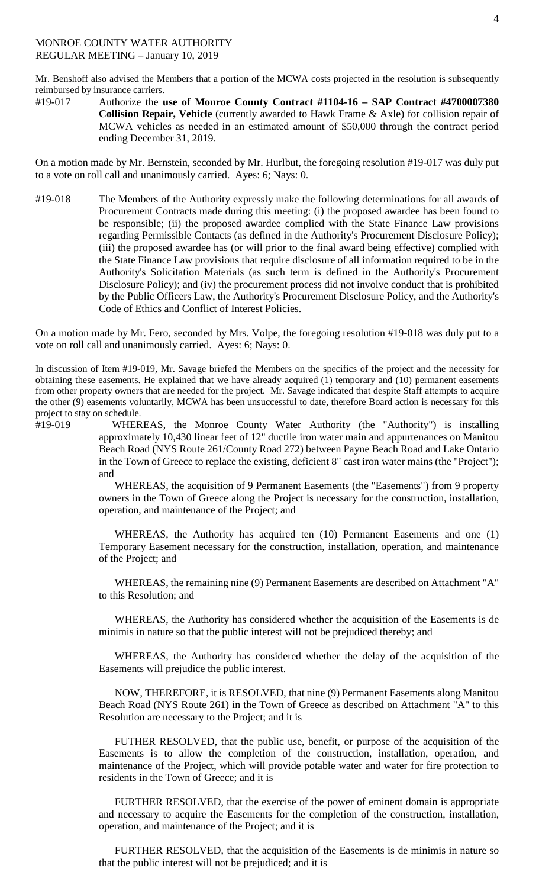MONROE COUNTY WATER AUTHORITY
REGULAR MEETING – January 10, 2019

Mr. Benshoff also advised the Members that a portion of the MCWA costs projected in the resolution is subsequently reimbursed by insurance carriers.

#19-017 Authorize the **use of Monroe County Contract #1104-16 – SAP Contract #4700007380 Collision Repair, Vehicle** (currently awarded to Hawk Frame & Axle) for collision repair of MCWA vehicles as needed in an estimated amount of $50,000 through the contract period ending December 31, 2019.

On a motion made by Mr. Bernstein, seconded by Mr. Hurlbut, the foregoing resolution #19-017 was duly put to a vote on roll call and unanimously carried. Ayes: 6; Nays: 0.

#19-018 The Members of the Authority expressly make the following determinations for all awards of Procurement Contracts made during this meeting: (i) the proposed awardee has been found to be responsible; (ii) the proposed awardee complied with the State Finance Law provisions regarding Permissible Contacts (as defined in the Authority's Procurement Disclosure Policy); (iii) the proposed awardee has (or will prior to the final award being effective) complied with the State Finance Law provisions that require disclosure of all information required to be in the Authority's Solicitation Materials (as such term is defined in the Authority's Procurement Disclosure Policy); and (iv) the procurement process did not involve conduct that is prohibited by the Public Officers Law, the Authority's Procurement Disclosure Policy, and the Authority's Code of Ethics and Conflict of Interest Policies.

On a motion made by Mr. Fero, seconded by Mrs. Volpe, the foregoing resolution #19-018 was duly put to a vote on roll call and unanimously carried. Ayes: 6; Nays: 0.

In discussion of Item #19-019, Mr. Savage briefed the Members on the specifics of the project and the necessity for obtaining these easements. He explained that we have already acquired (1) temporary and (10) permanent easements from other property owners that are needed for the project. Mr. Savage indicated that despite Staff attempts to acquire the other (9) easements voluntarily, MCWA has been unsuccessful to date, therefore Board action is necessary for this project to stay on schedule.

#19-019 WHEREAS, the Monroe County Water Authority (the "Authority") is installing approximately 10,430 linear feet of 12" ductile iron water main and appurtenances on Manitou Beach Road (NYS Route 261/County Road 272) between Payne Beach Road and Lake Ontario in the Town of Greece to replace the existing, deficient 8" cast iron water mains (the "Project"); and

WHEREAS, the acquisition of 9 Permanent Easements (the "Easements") from 9 property owners in the Town of Greece along the Project is necessary for the construction, installation, operation, and maintenance of the Project; and

WHEREAS, the Authority has acquired ten (10) Permanent Easements and one (1) Temporary Easement necessary for the construction, installation, operation, and maintenance of the Project; and

WHEREAS, the remaining nine (9) Permanent Easements are described on Attachment "A" to this Resolution; and

WHEREAS, the Authority has considered whether the acquisition of the Easements is de minimis in nature so that the public interest will not be prejudiced thereby; and

WHEREAS, the Authority has considered whether the delay of the acquisition of the Easements will prejudice the public interest.

NOW, THEREFORE, it is RESOLVED, that nine (9) Permanent Easements along Manitou Beach Road (NYS Route 261) in the Town of Greece as described on Attachment "A" to this Resolution are necessary to the Project; and it is

FUTHER RESOLVED, that the public use, benefit, or purpose of the acquisition of the Easements is to allow the completion of the construction, installation, operation, and maintenance of the Project, which will provide potable water and water for fire protection to residents in the Town of Greece; and it is

FURTHER RESOLVED, that the exercise of the power of eminent domain is appropriate and necessary to acquire the Easements for the completion of the construction, installation, operation, and maintenance of the Project; and it is

FURTHER RESOLVED, that the acquisition of the Easements is de minimis in nature so that the public interest will not be prejudiced; and it is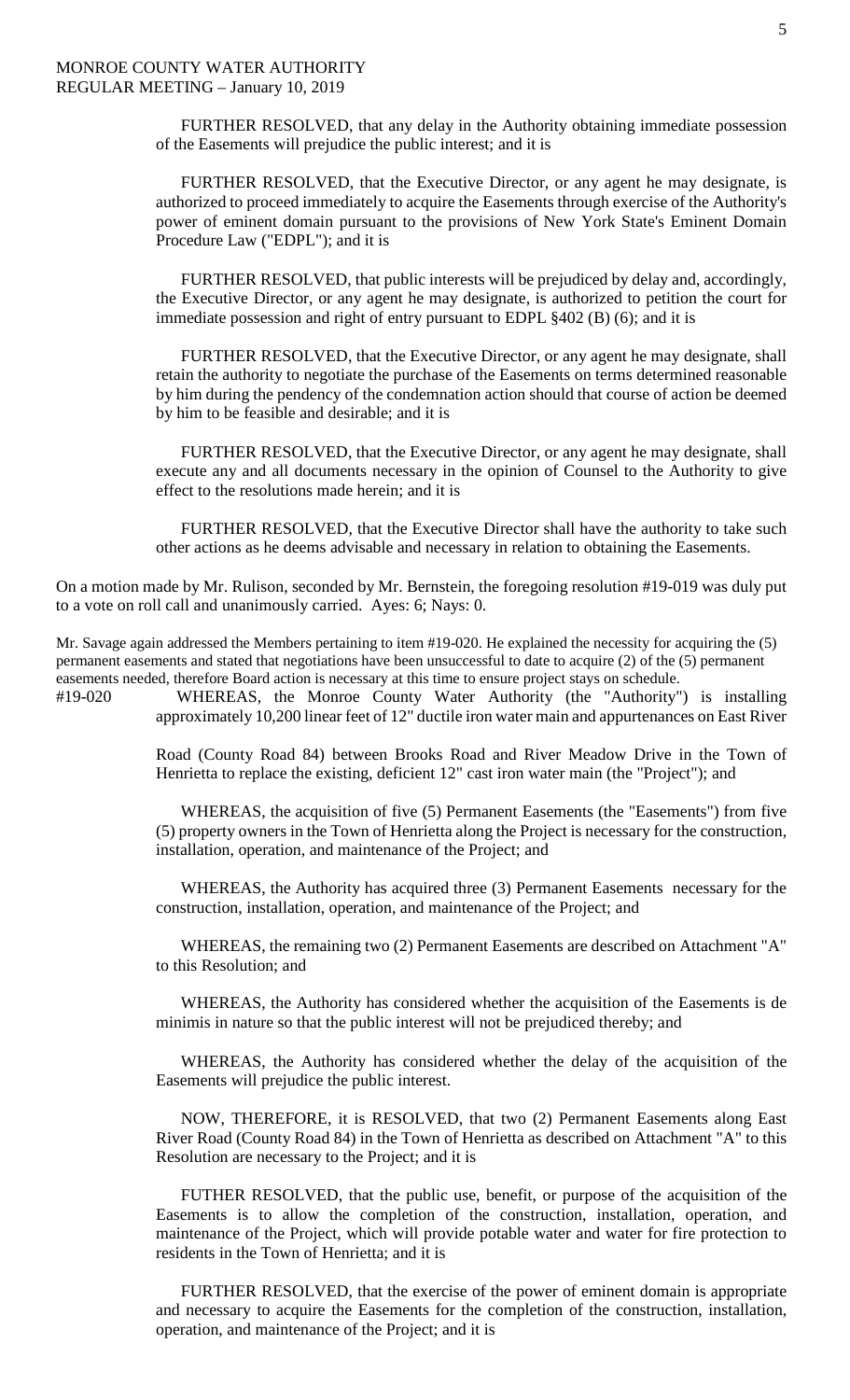FURTHER RESOLVED, that any delay in the Authority obtaining immediate possession of the Easements will prejudice the public interest; and it is

FURTHER RESOLVED, that the Executive Director, or any agent he may designate, is authorized to proceed immediately to acquire the Easements through exercise of the Authority's power of eminent domain pursuant to the provisions of New York State's Eminent Domain Procedure Law ("EDPL"); and it is

FURTHER RESOLVED, that public interests will be prejudiced by delay and, accordingly, the Executive Director, or any agent he may designate, is authorized to petition the court for immediate possession and right of entry pursuant to EDPL §402 (B) (6); and it is

FURTHER RESOLVED, that the Executive Director, or any agent he may designate, shall retain the authority to negotiate the purchase of the Easements on terms determined reasonable by him during the pendency of the condemnation action should that course of action be deemed by him to be feasible and desirable; and it is

FURTHER RESOLVED, that the Executive Director, or any agent he may designate, shall execute any and all documents necessary in the opinion of Counsel to the Authority to give effect to the resolutions made herein; and it is

FURTHER RESOLVED, that the Executive Director shall have the authority to take such other actions as he deems advisable and necessary in relation to obtaining the Easements.

On a motion made by Mr. Rulison, seconded by Mr. Bernstein, the foregoing resolution #19-019 was duly put to a vote on roll call and unanimously carried. Ayes: 6; Nays: 0.

Mr. Savage again addressed the Members pertaining to item #19-020. He explained the necessity for acquiring the (5) permanent easements and stated that negotiations have been unsuccessful to date to acquire (2) of the (5) permanent easements needed, therefore Board action is necessary at this time to ensure project stays on schedule.

#19-020 WHEREAS, the Monroe County Water Authority (the "Authority") is installing approximately 10,200 linear feet of 12" ductile iron water main and appurtenances on East River Road (County Road 84) between Brooks Road and River Meadow Drive in the Town of Henrietta to replace the existing, deficient 12" cast iron water main (the "Project"); and

WHEREAS, the acquisition of five (5) Permanent Easements (the "Easements") from five (5) property owners in the Town of Henrietta along the Project is necessary for the construction, installation, operation, and maintenance of the Project; and

WHEREAS, the Authority has acquired three (3) Permanent Easements necessary for the construction, installation, operation, and maintenance of the Project; and

WHEREAS, the remaining two (2) Permanent Easements are described on Attachment "A" to this Resolution; and

WHEREAS, the Authority has considered whether the acquisition of the Easements is de minimis in nature so that the public interest will not be prejudiced thereby; and

WHEREAS, the Authority has considered whether the delay of the acquisition of the Easements will prejudice the public interest.

NOW, THEREFORE, it is RESOLVED, that two (2) Permanent Easements along East River Road (County Road 84) in the Town of Henrietta as described on Attachment "A" to this Resolution are necessary to the Project; and it is

FUTHER RESOLVED, that the public use, benefit, or purpose of the acquisition of the Easements is to allow the completion of the construction, installation, operation, and maintenance of the Project, which will provide potable water and water for fire protection to residents in the Town of Henrietta; and it is

FURTHER RESOLVED, that the exercise of the power of eminent domain is appropriate and necessary to acquire the Easements for the completion of the construction, installation, operation, and maintenance of the Project; and it is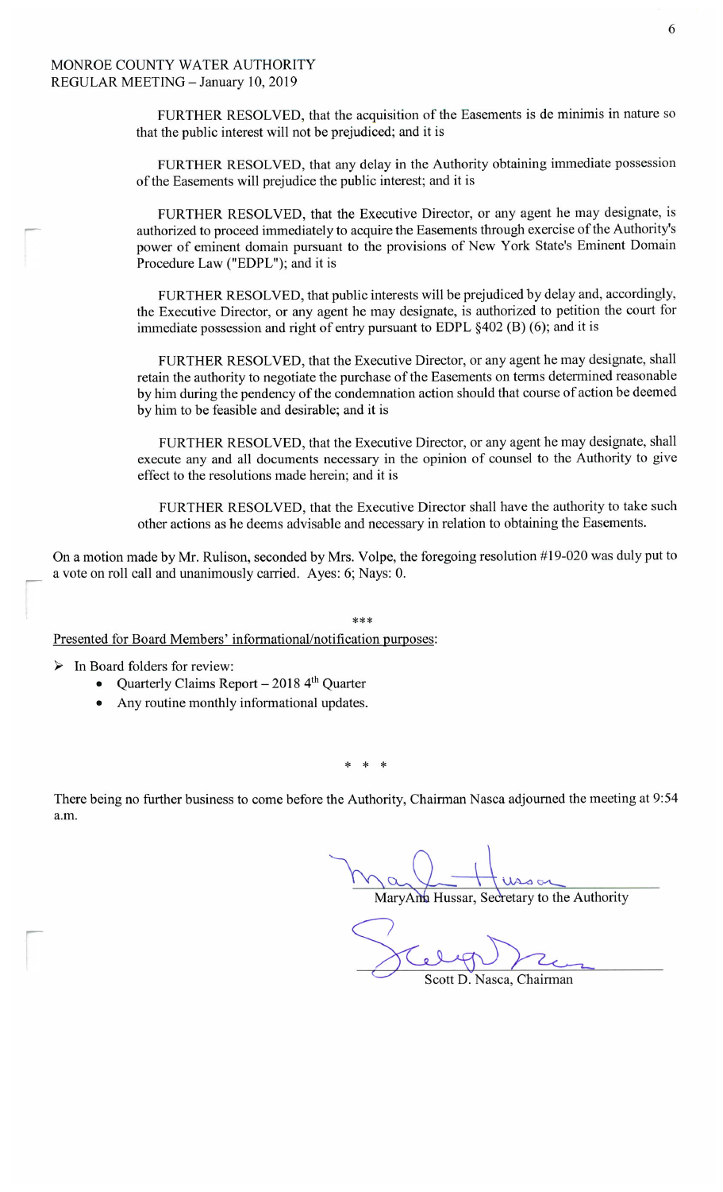FURTHER RESOLVED, that the acquisition of the Easements is de minimis in nature so that the public interest will not be prejudiced; and it is

FURTHER RESOLVED, that any delay in the Authority obtaining immediate possession of the Easements will prejudice the public interest; and it is

FURTHER RESOLVED, that the Executive Director, or any agent he may designate, is authorized to proceed immediately to acquire the Easements through exercise of the Authority's power of eminent domain pursuant to the provisions of New York State's Eminent Domain Procedure Law ("EDPL"); and it is

FURTHER RESOLVED, that public interests will be prejudiced by delay and, accordingly, the Executive Director, or any agent he may designate, is authorized to petition the court for immediate possession and right of entry pursuant to EDPL §402 (B) (6); and it is

FURTHER RESOLVED, that the Executive Director, or any agent he may designate, shall retain the authority to negotiate the purchase of the Easements on terms determined reasonable by him during the pendency of the condemnation action should that course of action be deemed by him to be feasible and desirable; and it is

FURTHER RESOLVED, that the Executive Director, or any agent he may designate, shall execute any and all documents necessary in the opinion of counsel to the Authority to give effect to the resolutions made herein; and it is

FURTHER RESOLVED, that the Executive Director shall have the authority to take such other actions as he deems advisable and necessary in relation to obtaining the Easements.

On a motion made by Mr. Rulison, seconded by Mrs. Volpe, the foregoing resolution #19-020 was duly put to a vote on roll call and unanimously carried. Ayes: 6; Nays: 0.

\*\*\*

Presented for Board Members' informational/notification purposes:

- In Board folders for review:
  - Quarterly Claims Report – 2018 4th Quarter
  - Any routine monthly informational updates.

\* \* \*

There being no further business to come before the Authority, Chairman Nasca adjourned the meeting at 9:54 a.m.

MaryAnn Hussar, Secretary to the Authority

Scott D. Nasca, Chairman